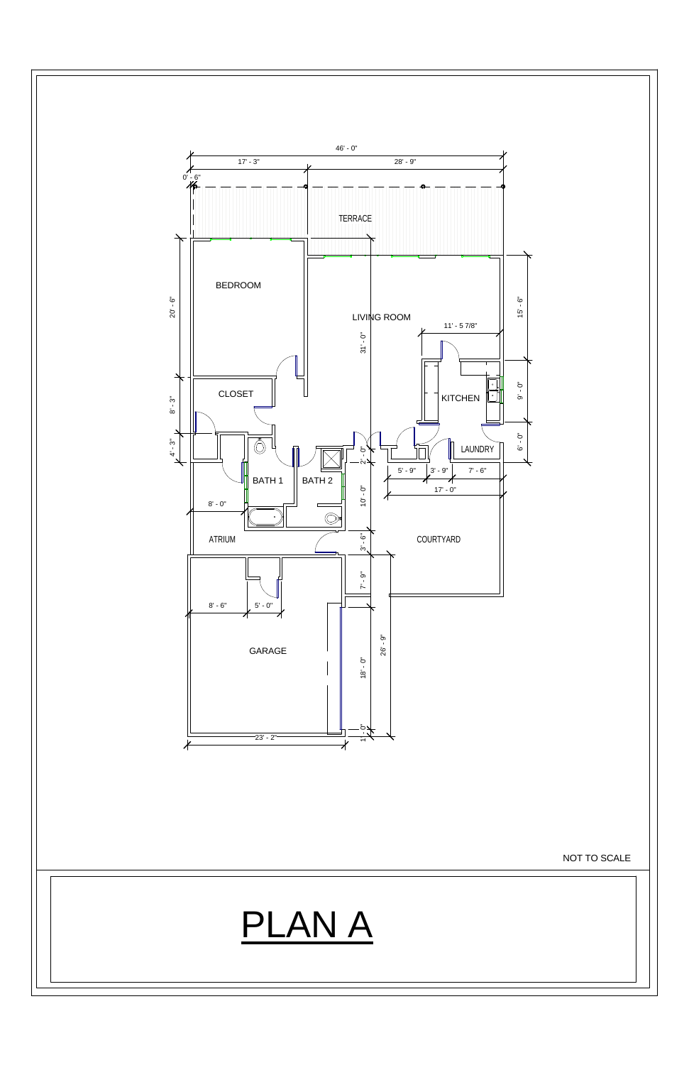46' - 0"

17' - 3"

28' - 9"

0' - 6"

TERRACE

BEDROOM

20' - 6"

LIVING ROOM

31' - 0"

11' - 5 7/8"

15' - 6"

CLOSET

8' - 3"

KITCHEN

9' - 0"

4' - 3"

LAUNDRY

6' - 0"

2' - 0"

5' - 9"

3' - 9"

7' - 6"

BATH 1

BATH 2

17' - 0"

8' - 0"

10' - 0"

ATRIUM

3' - 6"

COURTYARD

7' - 9"

8' - 6"

5' - 0"

26' - 9"

GARAGE

18' - 0"

1' - 0"

23' - 2"

NOT TO SCALE

# PLAN A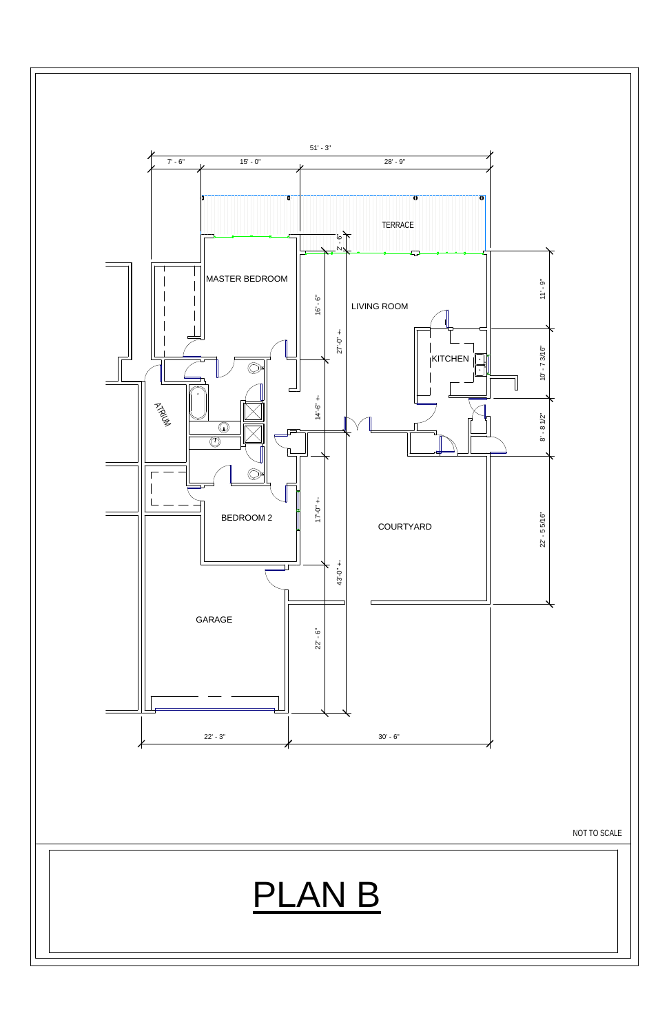51' - 3"

7' - 6" | 15' - 0" | 28' - 9"

TERRACE

2' - 6"

MASTER BEDROOM

16' - 6"

27'-0" +-

LIVING ROOM

11' - 9"

KITCHEN

10' - 7 3/16"

ATRIUM

14'-6" +-

8' - 8 1/2"

BEDROOM 2

17'-0" +-

COURTYARD

22' - 5 5/16"

43'-0" +-

GARAGE

22' - 6"

22' - 3" | 30' - 6"

NOT TO SCALE

# PLAN B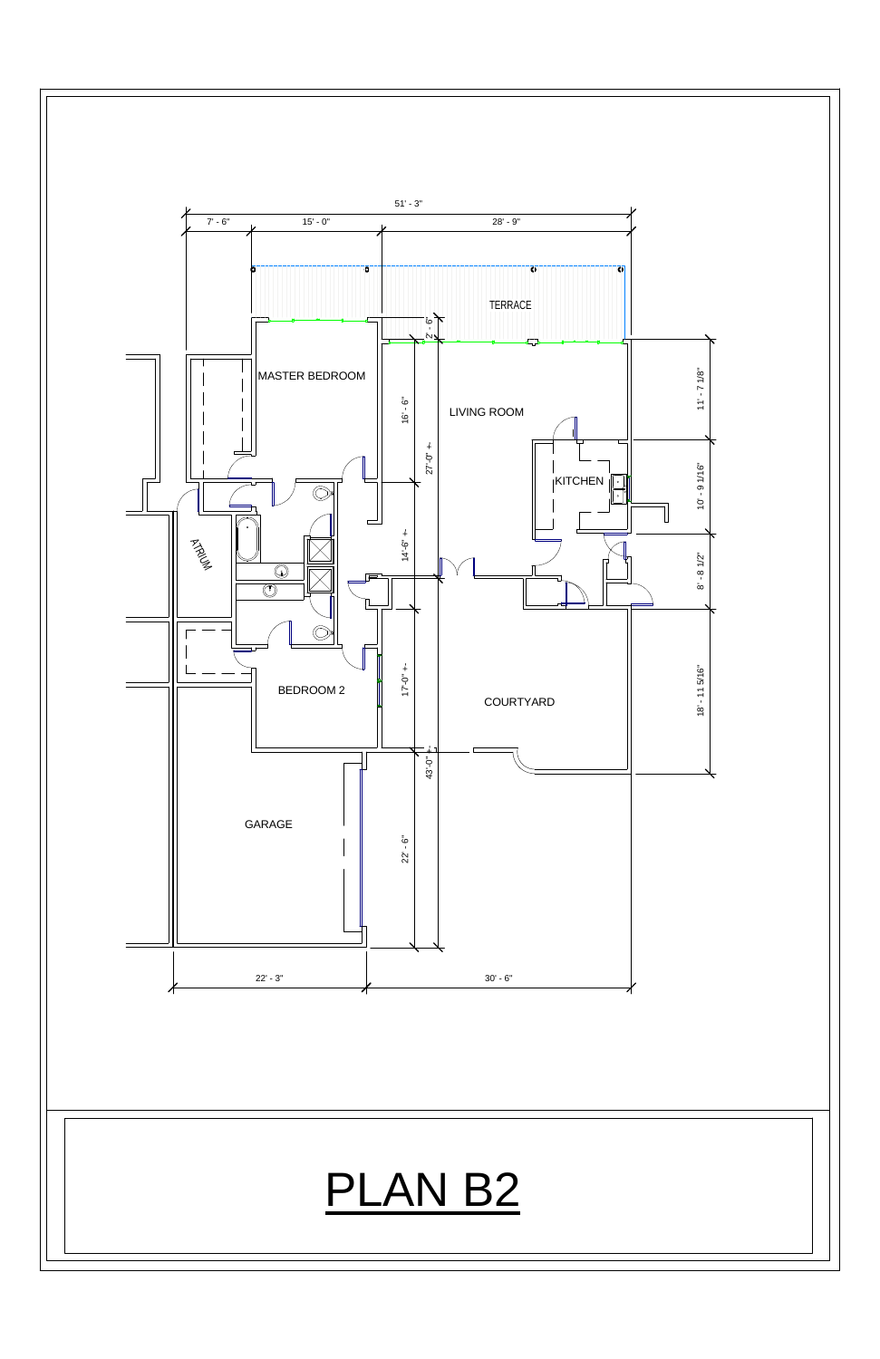51' - 3"

7' - 6" | 15' - 0" | 28' - 9"

TERRACE

2' - 6"

MASTER BEDROOM

LIVING ROOM

16' - 6"

27'-0" +-

11' - 7 1/8"

KITCHEN

10' - 9 1/16"

ATRIUM

14'-6" +-

8' - 8 1/2"

BEDROOM 2

17'-0" +-

COURTYARD

18' - 11 5/16"

43'-0" +-

GARAGE

22' - 6"

22' - 3" | 30' - 6"

# PLAN B2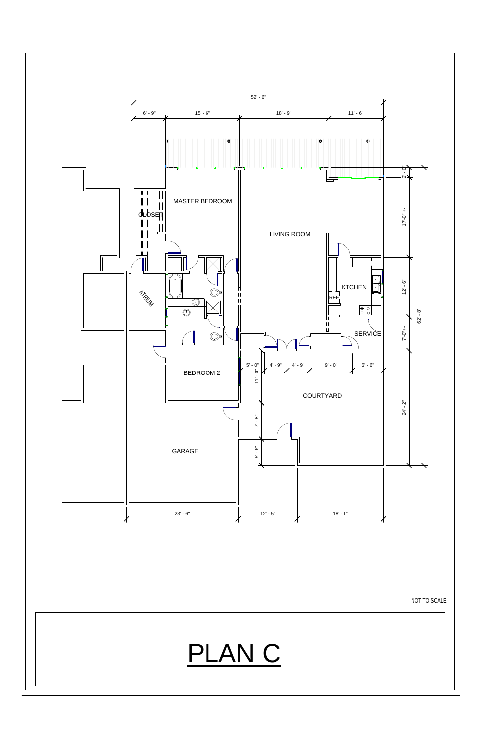52' - 6"

6' - 9" | 15' - 6" | 18' - 9" | 11' - 6"

MASTER BEDROOM

CLOSET

LIVING ROOM

KTCHEN

REF

ATRIUM

SERVICE

BEDROOM 2

5' - 0" | 4' - 9" | 4' - 9" | 9' - 0" | 6' - 6"

11' - 0"

COURTYARD

7' - 8"

5' - 6"

GARAGE

23' - 6" | 12' - 5" | 18' - 1"

2' - 0"

17'-0" +-

12' - 6"

7'-0"+-

24' - 2"

62' - 8"

NOT TO SCALE

# PLAN C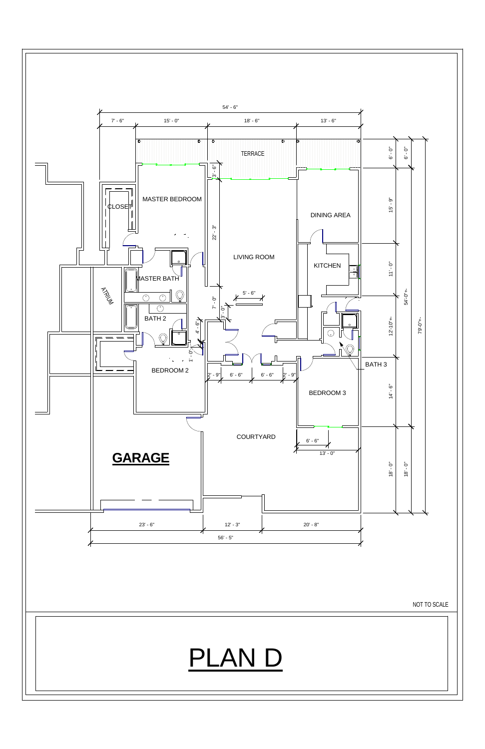54' - 6"

7' - 6" 15' - 0" 18' - 6" 13' - 6"

TERRACE

MASTER BEDROOM

CLOSET

MASTER BATH

ATRIUM

BATH 2

BEDROOM 2

LIVING ROOM

DINING AREA

KITCHEN

BATH 3

BEDROOM 3

COURTYARD

**GARAGE**

3' - 6"

22' - 3"

5' - 6"

7' - 0"

3' - 0"

4' - 6"

1' - 0"

2' - 9" 6' - 6" 6' - 6" 2' - 9"

6' - 6"

13' - 0"

6' - 0" 6' - 0"

15' - 9"

11' - 0"

12'-10"+-

54'-0"+-

79'-0"+-

14' - 6"

18' - 0" 18' - 0"

23' - 6" 12' - 3" 20' - 8"

56' - 5"

NOT TO SCALE

# PLAN D